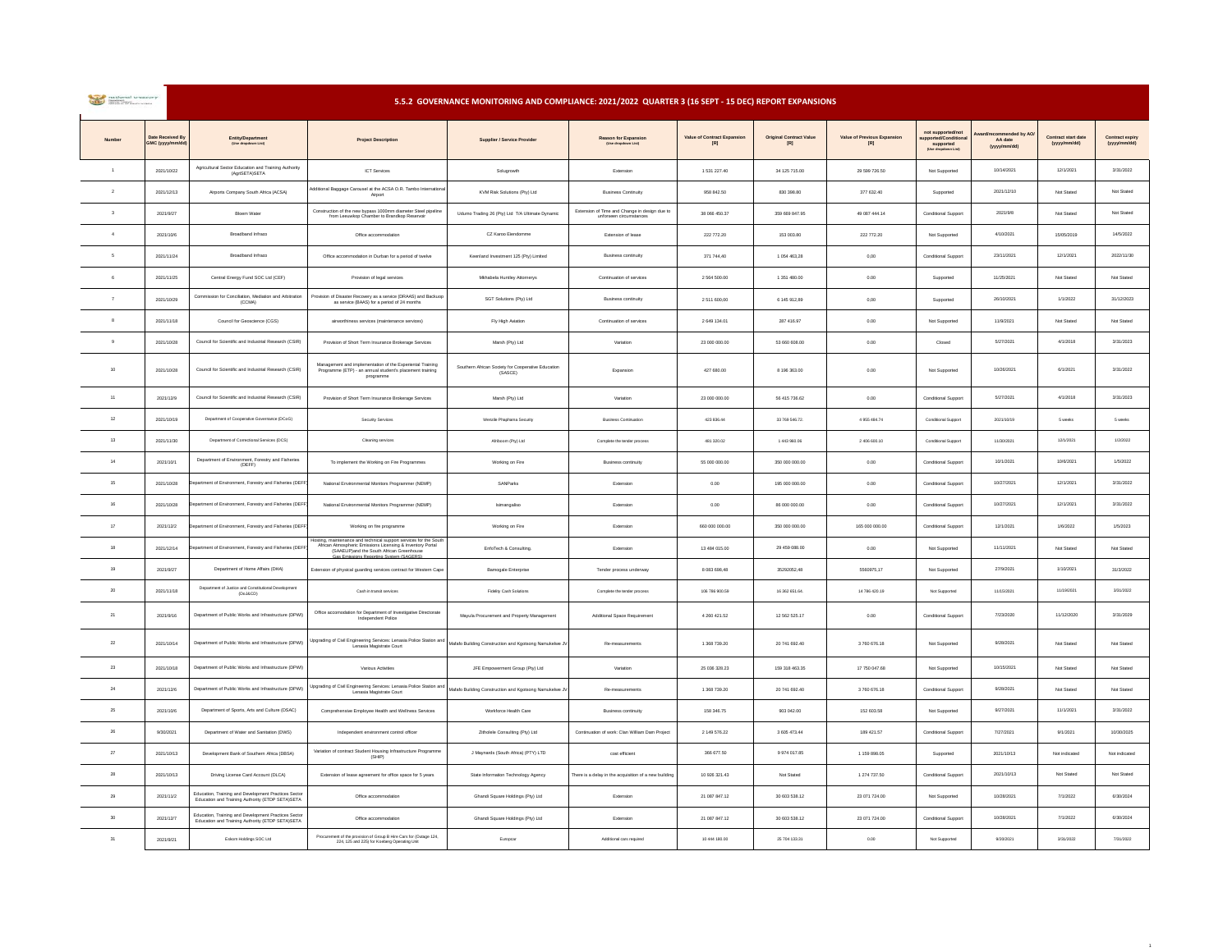## 5.5.2 GOVERNANCE MONITORING AND COMPLIANCE: 2021/2022 QUARTER 3 (16 SEPT - 15 DEC) REPORT EXPANSIONS

| Number | Date Received By GMC (yyyy/mm/dd) | Entity/Department (Use dropdown List) | Project Description | Supplier / Service Provider | Reason for Expansion (Use dropdown List) | Value of Contract Expansion (R) | Original Contract Value (R) | Value of Previous Expansion (R) | not supported/not supported/Conditional supported (Use dropdown List) | Award/recommended by AO/AA date (yyyy/mm/dd) | Contract start date (yyyy/mm/dd) | Contract expiry (yyyy/mm/dd) |
|---|---|---|---|---|---|---|---|---|---|---|---|---|
| 1 | 2021/10/22 | Agricultural Sector Education and Training Authority (AgriSETA)SETA | ICT Services | Sologrowth | Extension | 1 531 227.40 | 34 125 715.00 | 29 599 726.50 | Not Supported | 10/14/2021 | 12/1/2021 | 3/31/2022 |
| 2 | 2021/12/13 | Airports Company South Africa (ACSA) | Additional Baggage Carousel at the ACSA O.R. Tambo International Airport | KVM Risk Solutions (Pty) Ltd | Business Continuity | 958 842.50 | 830 398.80 | 377 632.40 | Supported | 2021/12/10 | Not Stated | Not Stated |
| 3 | 2021/9/27 | Bloem Water | Construction of the new bypass 1000mm diameter Steel pipeline from Leeuwkop Chamber to Brandkop Reservoir | Usiureo Trading 26 (Pty) Ltd T/A Ultimate Dynamic | Extension of Time and Change in design due to unforeseen circumstances | 38 966 450.37 | 359 869 847.95 | 49 087 444.14 | Conditional Support | 2021/9/8 | Not Stated | Not Stated |
| 4 | 2021/10/6 | Broadband Infraco | Office accommodation | CZ Karoo Eiendomme | Extension of lease | 222 772.20 | 153 003.80 | 222 772.20 | Not Supported | 4/10/2021 | 15/05/2019 | 14/5/2022 |
| 5 | 2021/11/24 | Broadband Infraco | Office accommodation in Durban for a period of twelve | Keenland Investment 125 (Pty) Limited | Business continuity | 371 744.40 | 1 054 463.28 | 0.00 | Conditional Support | 23/11/2021 | 12/1/2021 | 2022/11/30 |
| 6 | 2021/11/25 | Central Energy Fund SOC Ltd (CEF) | Provision of legal services | Mkhabela Huntley Attorneys | Continuation of services | 2 564 500.00 | 1 351 480.00 | 0.00 | Supported | 11/25/2021 | Not Stated | Not Stated |
| 7 | 2021/10/29 | Commission for Conciliation, Mediation and Arbitration (CCMA) | Provision of Disaster Recovery as a service (DRAAS) and Backup as service (BAAS) for a period of 24 months | SGT Solutions (Pty) Ltd | Business continuity | 2 511 600.00 | 6 145 912.89 | 0.00 | Supported | 26/10/2021 | 1/1/2022 | 31/12/2023 |
| 8 | 2021/11/18 | Council for Geoscience (CGS) | airworthiness services (maintenance services) | Fly High Aviation | Continuation of services | 2 649 134.01 | 287 416.97 | 0.00 | Not Supported | 11/9/2021 | Not Stated | Not Stated |
| 9 | 2021/10/28 | Council for Scientific and Industrial Research (CSIR) | Provision of Short Term Insurance Brokerage Services | Marsh (Pty) Ltd | Variation | 23 000 000.00 | 53 660 608.00 | 0.00 | Closed | 5/27/2021 | 4/1/2018 | 3/31/2023 |
| 10 | 2021/10/28 | Council for Scientific and Industrial Research (CSIR) | Management and implementation of the Experiential Training Programme (ETP) - an annual student's placement training programme | Southern African Society for Cooperative Education (SASCE) | Expansion | 427 680.00 | 8 196 363.00 | 0.00 | Not Supported | 10/26/2021 | 6/1/2021 | 3/31/2022 |
| 11 | 2021/12/9 | Council for Scientific and Industrial Research (CSIR) | Provision of Short Term Insurance Brokerage Services | Marsh (Pty) Ltd | Variation | 23 000 000.00 | 56 415 736.62 | 0.00 | Conditional Support | 5/27/2021 | 4/1/2018 | 3/31/2023 |
| 12 | 2021/10/19 | Department of Cooperative Governance (DCoG) | Security Services | Wenzile Phaphama Security | Business Continuation | 423 836.44 | 33 769 546.72 | 4 955 484.74 | Conditional Support | 2021/10/19 | 5 weeks | 5 weeks |
| 13 | 2021/11/30 | Department of Correctional Services (DCS) | Cleaning services | Afriboom (Pty) Ltd | Complete the tender process | 461 320.02 | 1 443 960.06 | 2 406 600.10 | Conditional Support | 11/30/2021 | 12/1/2021 | 1/2/2022 |
| 14 | 2021/10/1 | Department of Environment, Forestry and Fisheries (DEFF) | To implement the Working on Fire Programmes | Working on Fire | Business continuity | 55 000 000.00 | 350 000 000.00 | 0.00 | Conditional Support | 10/1/2021 | 10/6/2021 | 1/5/2022 |
| 15 | 2021/10/28 | Department of Environment, Forestry and Fisheries (DEFF) | National Environmental Monitors Programmer (NEMP) | SANParks | Extension | 0.00 | 195 000 000.00 | 0.00 | Conditional Support | 10/27/2021 | 12/1/2021 | 3/31/2022 |
| 16 | 2021/10/28 | Department of Environment, Forestry and Fisheries (DEFF) | National Environmental Monitors Programmer (NEMP) | Isimangaliso | Extension | 0.00 | 86 000 000.00 | 0.00 | Conditional Support | 10/27/2021 | 12/1/2021 | 3/31/2022 |
| 17 | 2021/12/2 | Department of Environment, Forestry and Fisheries (DEFF) | Working on fire programme | Working on Fire | Extension | 660 000 000.00 | 350 000 000.00 | 165 000 000.00 | Conditional Support | 12/1/2021 | 1/6/2022 | 1/5/2023 |
| 18 | 2021/12/14 | Department of Environment, Forestry and Fisheries (DEFF) | Hosting, maintenance and technical support services for the South African Atmospheric Emissions Licensing & Inventory Portal (SAAELIP)and the South African Greenhouse Gas Emissions Reporting System (SAGERS) | EnfoTech & Consulting. | Extension | 13 484 015.00 | 29 459 088.00 | 0.00 | Not Supported | 11/11/2021 | Not Stated | Not Stated |
| 19 | 2021/9/27 | Department of Home Affairs (DHA) | Extension of physical guarding services contract for Western Cape | Bamogale Enterprise | Tender process underway | 8 083 698,48 | 35292052,48 | 5560975.17 | Not Supported | 27/9/2021 | 1/10/2021 | 31/3/2022 |
| 20 | 2021/11/18 | Department of Justice and Constitutional Development (DoJ&CD) | Cash in transit services | Fidelity Cash Solutions | Complete the tender process | 106 786 900.59 | 16 362 651.64 | 14 786 420.19 | Not Supported | 11/15/2021 | 11/19/2021 | 3/31/2022 |
| 21 | 2021/9/16 | Department of Public Works and Infrastructure (DPWI) | Office accomodation for Department of Investigative Directorate Independent Police | Mayula Procurement and Property Management | Additional Space Requirement | 4 260 421.52 | 12 562 525.17 | 0.00 | Conditional Support | 7/23/2020 | 11/12/2020 | 3/31/2029 |
| 22 | 2021/10/14 | Department of Public Works and Infrastructure (DPWI) | Upgrading of Civil Engineering Services: Lenasia Police Station and Lenasia Magistrate Court | Mafafo Building Construction and Kgotsong Namukelwe JV | Re-measurements | 1 368 739.20 | 20 741 692.40 | 3 760 676.18 | Not Supported | 9/28/2021 | Not Stated | Not Stated |
| 23 | 2021/10/18 | Department of Public Works and Infrastructure (DPWI) | Various Activities | JFE Empowerment Group (Pty) Ltd | Variation | 25 038 328.23 | 159 316 463.35 | 17 750 047.68 | Not Supported | 10/15/2021 | Not Stated | Not Stated |
| 24 | 2021/12/6 | Department of Public Works and Infrastructure (DPWI) | Upgrading of Civil Engineering Services: Lenasia Police Station and Lenasia Magistrate Court | Mafafo Building Construction and Kgotsong Namukelwe JV | Re-measurements | 1 368 739.20 | 20 741 692.40 | 3 760 676.18 | Conditional Support | 9/28/2021 | Not Stated | Not Stated |
| 25 | 2021/10/6 | Department of Sports, Arts and Culture (DSAC) | Comprehensive Employee Health and Wellness Services | Workforce Health Care | Business continuity | 158 346.75 | 903 042.00 | 152 603.58 | Not Supported | 9/27/2021 | 11/1/2021 | 3/31/2022 |
| 26 | 9/30/2021 | Department of Water and Sanitation (DWS) | Independent environment control officer | Zitholele Consulting (Pty) Ltd | Continuation of work: Clan William Dam Project | 2 149 576.22 | 3 605 473.44 | 189 421.57 | Conditional Support | 7/27/2021 | 9/1/2021 | 10/30/2025 |
| 27 | 2021/10/13 | Development Bank of Southern Africa (DBSA) | Variation of contract Student Housing Infrastructure Programme (SHIP) | J Maynards (South Africa) (PTY) LTD | cost efficient | 366 677.50 | 9 974 017.85 | 1 159 898.05 | Supported | 2021/10/13 | Not indicated | Not indicated |
| 28 | 2021/10/13 | Driving License Card Account (DLCA) | Extension of lease agreement for office space for 5 years | State Information Technology Agency | There is a delay in the acquisition of a new building | 10 928 321.43 | Not Stated | 1 274 737.50 | Conditional Support | 2021/10/13 | Not Stated | Not Stated |
| 29 | 2021/11/2 | Education, Training and Development Practices Sector Education and Training Authority (ETDP SETA)SETA | Office accommodation | Ghandi Square Holdings (Pty) Ltd | Extension | 21 087 847.12 | 30 603 538.12 | 23 071 724.00 | Not Supported | 10/28/2021 | 7/1/2022 | 6/30/2024 |
| 30 | 2021/12/7 | Education, Training and Development Practices Sector Education and Training Authority (ETDP SETA)SETA | Office accommodation | Ghandi Square Holdings (Pty) Ltd | Extension | 21 087 847.12 | 30 603 538.12 | 23 071 724.00 | Conditional Support | 10/28/2021 | 7/1/2022 | 6/30/2024 |
| 31 | 2021/9/21 | Eskom Holdings SOC Ltd | Procurement of the provision of Group B Hire Cars for (Outage 124, 224, 125 and 225) for Koeberg Operating Unit | Europcar | Additional cars required | 10 444 180.00 | 25 704 133.31 | 0.00 | Not Supported | 9/20/2021 | 3/31/2022 | 7/31/2022 |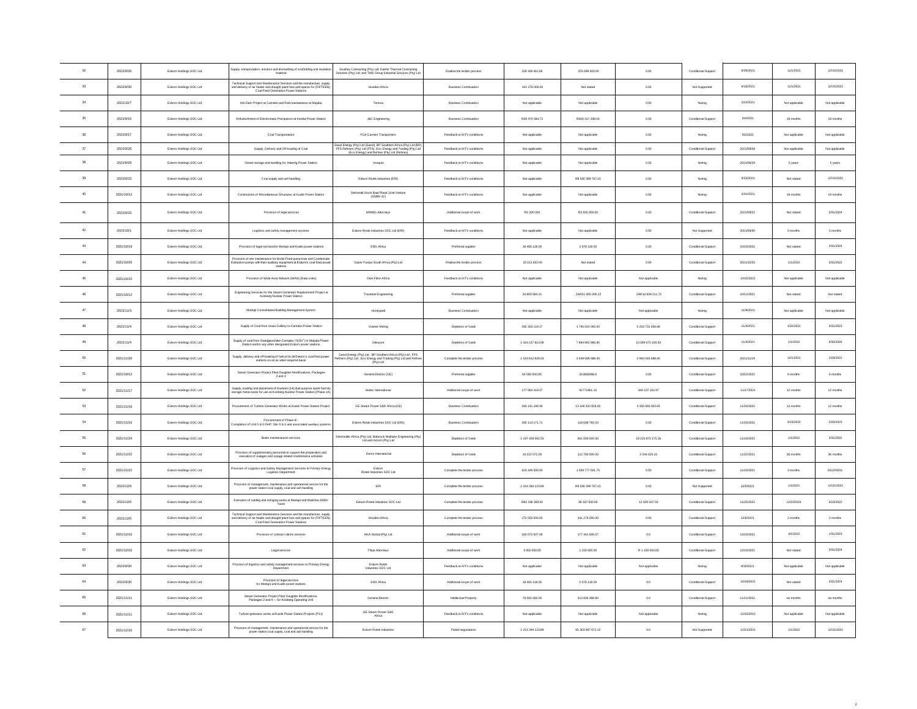| 32 | 2021/9/28 | Eskom Holdings SOC Ltd | Supply, transportation, erection and dismantling of scaffolding and insulation material | Southey Contracting (Pty) Ltd; Kaefer Thermal Contracting Services (Pty) Ltd; and TMS Group Industrial Services (Pty) Ltd | Finalise the tender process | 229 168 461.06 | 378 499 500.00 | 0.00 | Conditional Support | 9/28/2021 | 11/1/2021 | 12/31/2021 |
|---|---|---|---|---|---|---|---|---|---|---|---|---|
| 33 | 2021/9/30 | Eskom Holdings SOC Ltd | Technical Support and Maintenance Services and the manufacture, supply and delivery of air heater and draught plant fans and spares for (FIFTEEN) Coal Fired Generation Power Stations | Howden Africa | Business Continuation | 441 278 000.00 | Not stated | 0.00 | Not Supported | 9/10/2021 | 11/1/2021 | 12/31/2021 |
| 34 | 2021/10/7 | Eskom Holdings SOC Ltd | Ash Dam Project at Camden and Rail maintainance at Majuba | Tenova | Business Continuation | Not applicable | Not applicable | 0.00 | Noting | 10/2/2021 | Not applicable | Not applicable |
| 35 | 2021/9/16 | Eskom Holdings SOC Ltd | Refurbishment of Electrostatic Precipators at Kendal Power Station | J&C Engineering | Business Continuation | R39 474 584.73 | R260 417 288.04 | 0.00 | Conditional Support | 6/4/2021 | 18 months | 18 months |
| 36 | 2021/9/17 | Eskom Holdings SOC Ltd | Coal Transportation | FCA Carriers Transporters | Feedback on NT's conditions | Not applicable | Not applicable | 0.00 | Noting | 8/??/?1 | Not applicable | Not applicable |
| 37 | 2021/9/28 | Eskom Holdings SOC Ltd | Supply, Delivery and Off-loading of Coal | Sasol Energy (Pty) Ltd (Sasol), BP Southern Africa (Pty) Ltd (BP), FFS Refiners (Pty) Ltd (FFS), Eco Energy and Trading (Pty) Ltd (Eco Energy) and Refinex (Pty) Ltd (Refinex) | Feedback on NT's conditions | Not applicable | Not applicable | 0.00 | Conditional Support | 2021/09/28 | Not applicable | Not applicable |
| 38 | 2021/9/29 | Eskom Holdings SOC Ltd | Diesel storage and handling for Ankerlig Power Station | Vesquin | Feedback on NT's conditions | Not applicable | Not applicable | 0.00 | Noting | 2021/09/29 | 5 years | 5 years |
| 39 | 2021/9/23 | Eskom Holdings SOC Ltd | Coal supply and ash handling | Eskom Rotek Industries (ERI) | Feedback on NT's conditions | Not applicable | R8 536 398 767.15 | 0.00 | Noting | 9/22/2021 | Not stated | 12/31/2021 |
| 40 | 2021/10/12 | Eskom Holdings SOC Ltd | Construction of Miscellaneous Structures at Kusile Power Station | Stefanutti Stock Basil Read Joint Venture (SSBR-JV) | Feedback on NT's conditions | Not applicable | Not applicable | 0.00 | Noting | 3/31/2021 | 19 months | 19 months |
| 41 | 2021/9/23 | Eskom Holdings SOC Ltd | Provision of legal services | MMMG Attorneys | Additional scope of work | R2 200 000 | R3 925 000.00 | 0.00 | Conditional Support | 2021/09/22 | Not stated | 3/31/2024 |
| 42 | 2021/10/1 | Eskom Holdings SOC Ltd | Logistics and safety management services | Eskom Rotek Industries SOC Ltd (ERI) | Feedback on NT's conditions | Not applicable | Not applicable | 0.00 | Not Supported | 2021/09/30 | 5 months | 5 months |
| 43 | 2021/10/19 | Eskom Holdings SOC Ltd | Provision of legal servicesfor Medupi and Kusile power stations | ENS Africa | Preferred supplier | 18 400 118.00 | 2 078 118.00 | 0.00 | Conditional Support | 10/19/2021 | Not stated | 3/31/2024 |
| 44 | 2021/10/25 | Eskom Holdings SOC Ltd | Provision of site maintenance for Boiler Feed pump train and Condensate Extraction pumps with their auxiliary equipment of Eskom's coal fired power stations | Sulzer Pumps South Africa (Pty) Ltd | Finalise the tender process | 30 151 603.00 | Not stated | 0.00 | Conditional Support | 2021/10/05 | 1/1/2022 | 3/31/2022 |
| 45 | 2021/10/15 | Eskom Holdings SOC Ltd | Provision of Wide Area Network (WAN) (Data Links) | Dark Fibre Africa | Feedback on NT's conditions | Not applicable | Not applicable | Not applicable | Noting | 10/15/2021 | Not applicable | Not applicable |
| 46 | 2021/10/12 | Eskom Holdings SOC Ltd | Engineering Services for the Steam Generator Replacement Project at Koeberg Nuclear Power Station | Tractebel Engineering | Preferred supplier | 34 800 584.21 | ZAR21 005 000.22 | ZAR12 839 211.72 | Conditional Support | 10/12/2021 | Not stated | Not stated |
| 47 | 2021/11/3 | Eskom Holdings SOC Ltd | Medupi Consolidated Building Management System | Honeywell | Business Continuation | Not applicable | Not applicable | Not applicable | Noting | 11/8/2021 | Not applicable | Not applicable |
| 48 | 2021/11/4 | Eskom Holdings SOC Ltd | Supply of Coal from Usutu Colliery to Camden Power Station | Vunene Mining | Depletion of funds | 292 333 119.17 | 1 746 024 000.00 | 5 253 731 056.68 | Conditional Support | 11/4/2021 | 1/22/2021 | 3/31/2023 |
| 49 | 2021/11/4 | Eskom Holdings SOC Ltd | Supply of coal from Goedgevonden Complex ("GGV") to Majuba Power Station and/or any other designated Eskom power stations | Glencore | Depletion of funds | 1 319 137 813.08 | 7 894 992 886.80 | 10 309 675 100.50 | Conditional Support | 11/4/2021 | 1/1/2022 | 6/30/2026 |
| 50 | 2021/11/20 | Eskom Holdings SOC Ltd | Supply, delivery and off-loading of fuel oil to all Eskom's coal fired power stations on an as when required basis | Sasol Energy (Pty) Ltd , BP Southern Africa (Pty) Ltd , FFS Refiners (Pty) Ltd , Eco Energy and Trading (Pty) Ltd and Refinex (Pty) Ltd | Complete the tender process | 1 519 812 828.03 | 3 649 589 688.40 | 4 964 045 688.40 | Conditional Support | 2021/11/19 | 12/1/2021 | 2/28/2022 |
| 51 | 2021/10/12 | Eskom Holdings SOC Ltd | Steam Generator Project Plant Daughter Modifications, Packages 2 and 4 | General Electric (GE) | Preferred supplier | 60 000 000.00, | 313836498.6 | 0.00 | Conditional Support | 10/12/2021 | 6 months | 6 months |
| 52 | 2021/11/17 | Eskom Holdings SOC Ltd | Supply, loading and placement of fourteen (14) dual purpose spent fuel dry storage metal casks for use at Koeberg Nuclear Power Station (Phase 1A) | Holtec International | Additional scope of work | 177 963 419.37 | 81771901.15 | 344 237 152.97 | Conditional Support | 11/17/2021 | 12 months | 12 months |
| 53 | 2021/11/16 | Eskom Holdings SOC Ltd | Procurement of Turbine Generator Works at Kusile Power Station Project | GE Steam Power S&E Africa (GE) | Business Continuation | 293 141 189.36 | 13 168 322 824.00 | 4 350 093 302.65 | Conditional Support | 11/16/2021 | 12 months | 12 months |
| 54 | 2021/11/16 | Eskom Holdings SOC Ltd | Procurement of Phase B - Completion of Unit 5 & 6 DHP, Silo 5 & 6 and associated auxiliary systems | Eskom Rotek Industries SOC Ltd (ERI) | Business Continuation | 265 113 171.71 | 118 638 782.03 | 0.00 | Conditional Support | 11/16/2021 | 3/23/2022 | 5/30/2023 |
| 55 | 2021/11/24 | Eskom Holdings SOC Ltd | Boiler maintenances services | Steinmuller Africa (Pty) Ltd, Babcock Ntuthuko Engineering (Pty) Ltd and Actom (Pty) Ltd | Depletion of funds | 1 197 409 092.53 | 851 000 000.00 | 19 225 875 175.36 | Conditional Support | 11/19/2021 | 1/1/2022 | 3/31/2022 |
| 56 | 2021/11/22 | Eskom Holdings SOC Ltd | Provision of supplementary personnel to support the preparation and execution of outages and outage related maintenance activities | Denco International | Depletion of funds | 19 222 572.00 | 112 700 000.00 | 3 544 025.16 | Conditional Support | 11/22/2021 | 36 months | 36 months |
| 57 | 2021/11/22 | Eskom Holdings SOC Ltd | Provision of Logistics and Safety Management Services to Primary Energy Logistics Department | Eskom Rotek Industries SOC Ltd | Complete the tender process | 623 449 500.00 | 1 589 777 501.76 | 0.00 | Conditional Support | 11/19/2021 | 3 months | 2022/03/31 |
| 58 | 2021/12/6 | Eskom Holdings SOC Ltd | Provision of management, maintenance and operational service for the power station coal supply, coal and ash handling | ERI | Complete the tender process | 2 214 294 123.88 | R8 536 398 767.15 | 0.00 | Not Supported | 12/5/2021 | 1/1/2021 | 12/31/2022 |
| 59 | 2021/12/6 | Eskom Holdings SOC Ltd | Execution of cabling and stringing works at Medupi and Matimba 400kV Yards | Eskom Rotek Industries SOC Ltd | Complete the tender process | R82 196 959.00 | 98 187 500.00 | 12 329 437.50 | Conditional Support | 11/25/2021 | 12/?/2021 | 6/29/2022 |
| 60 | 2021/12/6 | Eskom Holdings SOC Ltd | Technical Support and Maintenance Services and the manufacture, supply and delivery of air heater and draught plant fans and spares for (FIFTEEN) Coal Fired Generation Power Stations | Howden Africa | Complete the tender process | 172 500 000.00 | 441 278 000.00 | 0.00 | Conditional Support | 12/6/2021 | 2 months | 2 months |
| 61 | 2021/12/10 | Eskom Holdings SOC Ltd | Provision of contract claims services | HKA Global (Pty) Ltd | Additional scope of work | 163 072 927.49 | 177 441 935.57 | 0.0 | Conditional Support | 12/10/2021 | 4/1/2022 | 1/31/2023 |
| 62 | 2021/12/10 | Eskom Holdings SOC Ltd | Legal services | Thipa Attorneys | Additional scope of work | 3 450 000.00 | 1 150 000.00 | R 1 150 000.00 | Conditional Support | 12/10/2021 | Not stated | 3/31/2024 |
| 63 | 2021/9/30 | Eskom Holdings SOC Ltd | Provision of logistics and safety management services to Primary Energy Department | Eskom Rotek Industries SOC Ltd | Feedback on NT's conditions | Not applicable | Not applicable | Not applicable | Noting | 9/30/2021 | Not applicable | Not applicable |
| 64 | 2021/9/30 | Eskom Holdings SOC Ltd | Provision of legal services for Medupi and Kusile power stations | ENS Africa | Additional scope of work | 18 400 118.00 | 2 078 118.00 | 0.0 | Conditional Support | 10/18/2021 | Not stated | 3/31/2024 |
| 65 | 2021/11/11 | Eskom Holdings SOC Ltd | Steam Generator Project Plant Daughter Modifications, Packages 2 and 4 – for Koeberg Operating Unit | General Electric | Intellectual Property | 79 000 000.00 | 313 836 498.60 | 0.0 | Conditional Support | 11/11/2021 | six months | six months |
| 66 | 2021/11/11 | Eskom Holdings SOC Ltd | Turbine generator works at Kusile Power Station Projects (P11) | GE Steam Power S&E Africa | Feedback on NT's conditions | Not applicable | Not applicable | Not applicable | Noting | 12/15/2012 | Not applicable | Not applicable |
| 67 | 2021/12/10 | Eskom Holdings SOC Ltd | Provision of management, maintenance and operational service for the power station coal supply, coal and ash handling | Eskom Rotek Industries | Failed negotiations | 2 214 294 123.88 | 85 363 987 671.15 | 0.0 | Not Supported | 12/21/2021 | 1/1/2022 | 12/31/2022 |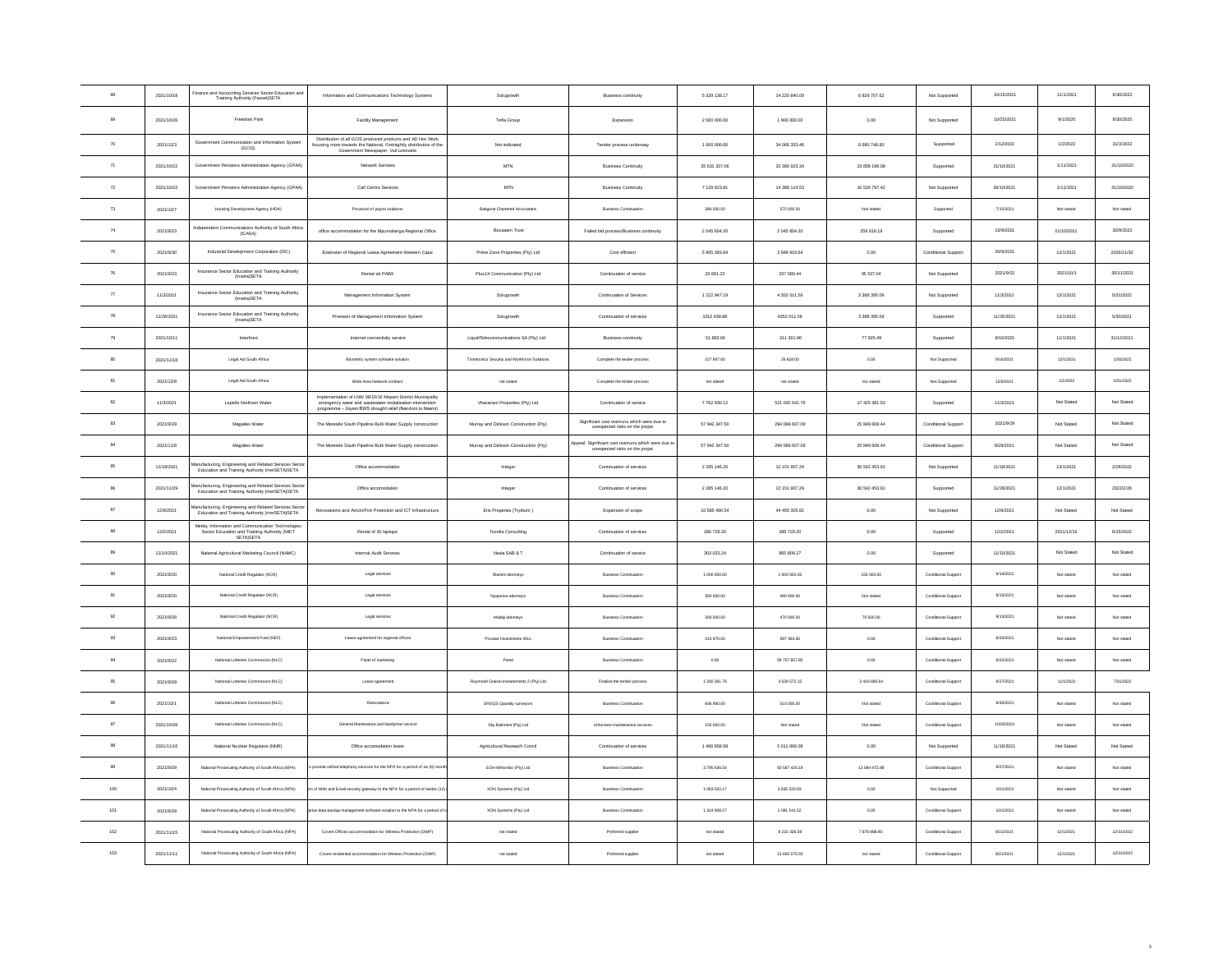| 68 | 2021/10/18 | Finance and Accounting Services Sector Education and Training Authority (Fasset)SETA | Information and Communications Technology Systems | Solugrowth | Business continuity | 5 329 138.17 | 14 220 840.00 | 6 829 707.62 | Not Supported | 10/15/2021 | 11/1/2021 | 8/30/2022 |
|---|---|---|---|---|---|---|---|---|---|---|---|---|
| 69 | 2021/10/26 | Freedom Park | Facility Management | Tefla Group | Expansion | 2 500 000.00 | 1 900 000.00 | 0.00 | Not Supported | 10/25/2021 | 9/1/2020 | 9/30/2025 |
| 70 | 2021/12/3 | Government Communication and Information System (GCIS) | Distribution of all GCIS produced products and AD Hoc Work focusing more towards the National, Fortnightly distribution of the Government Newspaper, Vuk'uzenzele | Not indicated | Tender process underway | 1 000 000.00 | 34 066 353.46 | 8 980 748.80 | Supported | 2/12/2021 | 1/2/2022 | 31/3/2022 |
| 71 | 2021/10/22 | Government Pensions Administration Agency (GPAA) | Network Services | MTN | Business Continuity | 35 631 337.06 | 32 380 923.34 | 23 658 198.08 | Supported | 21/10/2021 | 1/11/2021 | 31/10/2022 |
| 72 | 2021/10/22 | Government Pensions Administration Agency (GPAA) | Call Centre Services | MTN | Business Continuity | 7 129 923.81 | 14 388 114.53 | 16 526 797.42 | Not Supported | 26/10/2021 | 1/11/2021 | 31/10/2022 |
| 73 | 2021/10/7 | Housing Development Agency (HDA) | Provision of payrol solutions | Bakgone Chartered Accountants | Business Continuation | 390 000.00 | 570 000.00 | Not stated | Supported | 7/15/2021 | Not stated | Not stated |
| 74 | 2021/9/23 | Independent Communications Authority of South Africa (ICASA) | office accommodation for the Mpumalanga Regional Office | Bouwaam Trust | Failed bid process/Business continuity | 2 045 604.20 | 2 045 604.20 | 259 918.19 | Supported | 22/9/2021 | 01/10/2021 | 30/9/2022 |
| 75 | 2021/9/30 | Industrial Development Corporation (IDC) | Extension of Regional Lease Agreement-Western Cape | Prime Zone Properties (Pty) Ltd | Cost efficient | 5 965 383.84 | 3 949 919.64 | 0.00 | Conditional Support | 30/9/2021 | 12/1/2021 | 2026/11/30 |
| 76 | 2021/9/23 | Insurance Sector Education and Training Authority (Inseta)SETA | Rental od PABX | Plus1X Communication (Pty) Ltd | Continuation of service | 23 691.23 | 237 580.44 | 35 537.04 | Not Supported | 2021/9/22 | 2021/10/1 | 30/11/2021 |
| 77 | 11/3/2021 | Insurance Sector Education and Training Authority (Inseta)SETA | Management Information System | Solugrowth | Continuation of Services | 1 222 947.19 | 4 352 011.56 | 3 389 395.09 | Not Supported | 11/3/2021 | 12/1/2021 | 5/31/2022 |
| 78 | 11/26/2021 | Insurance Sector Education and Training Authority (Inseta)SETA | Provision of Management Information System | Solugrowth | Continuation of services | 1012 439.88 | 4352 011.56 | 3 389 395.09 | Supported | 11/25/2021 | 12/1/2021 | 5/30/2021 |
| 79 | 2021/10/11 | Interfront | Internet connectivity service | LiquidTelecommunications SA (Pty) Ltd | Business continuity | 51 883.66 | 311 301.96 | 77 825.49 | Supported | 8/10/2021 | 11/1/2021 | 31/12/2021 |
| 80 | 2021/11/18 | Legal Aid South Africa | Biometric system software solution | Timetronics Security and Workforce Solutions | Complete the tender process | 107 847.00 | 26 818.00 | 0.00 | Not Supported | 9/16/2021 | 12/1/2021 | 1/30/2022 |
| 81 | 2021/12/8 | Legal Aid South Africa | Wide Area Network contract | not stated | Complete the tender process | not stated | not stated | not stated | Not Supported | 12/8/2021 | 1/1/2022 | 5/31/2022 |
| 82 | 11/3/2021 | Lepelle Northern Water | Implementation of LNW 08/15/16 Mopani District Municipality emergency water and wastewater revitalisation intervention programme – Giyani BWS drought relief (Nandoni to Nsami) | Vharanani Properties (Pty) Ltd | Continuation of service | 7 762 930.12 | 521 035 541.78 | 17 425 381.53 | Supported | 11/3/2021 | Not Stated | Not Stated |
| 83 | 2021/9/29 | Magalies Water | The Moretele South Pipeline Bulk Water Supply construction | Murray and Dickson Construction (Pty) | Significant cost overruns which were due to unexpected risks on the projec | 57 942 347.50 | 294 099 607.09 | 25 849 608.44 | Conditional Support | 2021/9/29 | Not Stated | Not Stated |
| 84 | 2021/11/8 | Magalies Water | The Moretele South Pipeline Bulk Water Supply construction | Murray and Dickson Construction (Pty) | Appeal: Significant cost overruns which were due to unexpected risks on the projec | 57 942 347.50 | 294 099 607.09 | 25 849 608.44 | Conditional Support | 9/29/2021 | Not Stated | Not Stated |
| 85 | 11/19/2021 | Manufacturing, Engineering and Related Services Sector Education and Training Authority (merSETA)SETA | Office accommodation | Integer | Continuation of services | 2 285 146.20 | 12 151 907.29 | 30 542 453.91 | Not Supported | 11/18/2021 | 12/1/2021 | 2/28/2022 |
| 86 | 2021/11/29 | Manufacturing, Engineering and Related Services Sector Education and Training Authority (merSETA)SETA | Office accomodation | Integer | Continuation of services | 2 285 146.20 | 12 151 907.29 | 30 542 453.91 | Supported | 11/29/2021 | 12/1/2021 | 2022/2/28 |
| 87 | 12/9/2021 | Manufacturing, Engineering and Related Services Sector Education and Training Authority (merSETA)SETA | Renovations and Aircon/Fire Protection and ICT infrastructure | Eris Properies (Trytlium ) | Expansion of scope | 10 565 490.54 | 44 455 305.82 | 0.00 | Not Supported | 12/9/2021 | Not Stated | Not Stated |
| 88 | 12/2/2021 | Media, Information and Communication Technologies Sector Education and Training Authority (MICT SETA)SETA | Rental of 30 laptops | Tezella Consulting | Continuation of services | 286 729.20 | 286 729.20 | 0.00 | Supported | 12/2/2021 | 2021/12/16 | 6/15/2022 |
| 89 | 11/10/2021 | National Agricultural Marketing Council (NAMC) | Internal Audit Services | Nexia SAB & T | Continuation of service | 303 033.24 | 865 809.27 | 0.00 | Supported | 11/10/2021 | Not Stated | Not Stated |
| 90 | 2021/9/20 | National Credit Regulator (NCR) | Legal services | Dlamini attorneys | Business Continuation | 1 000 000.00 | 1 000 000.00 | 150 000.00 | Conditional Support | 9/14/2021 | Not stated | Not stated |
| 91 | 2021/9/20 | National Credit Regulator (NCR) | Legal services | Nyapotse attorneys | Business Continuation | 300 000.00 | 490 000.00 | Not stated | Conditional Support | 9/15/2021 | Not stated | Not stated |
| 92 | 2021/9/20 | National Credit Regulator (NCR) | Legal services | Malatji attorneys | Business Continuation | 300 000.00 | 470 000.00 | 70 500.00 | Conditional Support | 9/13/2021 | Not stated | Not stated |
| 93 | 2021/9/23 | National Empowerment Fund (NEF) | Lease agreement for regional offices | Provstat investments 40cc | Business Continuation | 210 970.00 | 597 393.60 | 0.00 | Conditional Support | 8/20/2021 | Not stated | Not stated |
| 94 | 2021/9/22 | National Lotteries Commission (NLC) | Panel of marketing | Panel | Business Continuation | 0.00 | 59 757 857.85 | 0.00 | Conditional Support | 9/22/2021 | Not stated | Not stated |
| 95 | 2021/9/29 | National Lotteries Commission (NLC) | Lease agreement | Raymond Grenin Investements 2 (Pty) Ltd | Finalise the tender process | 1 292 391.76 | 3 639 572.15 | 3 418 980.64 | Conditional Support | 9/27/2021 | 11/1/2021 | 7/31/2022 |
| 96 | 2021/10/1 | National Lotteries Commission (NLC) | Renovations | SRSQS Quantity surveyors | Business Continuation | 606 800.00 | 510 000.00 | Not stated | Conditional Support | 9/30/2021 | Not stated | Not stated |
| 97 | 2021/10/28 | National Lotteries Commission (NLC) | General Maintenance and handyman service | Sky Batimant (Pty) Ltd | Unforseen maintenance services | 150 000.00 | Not stated | Not stated | Conditional Support | 10/26/2021 | Not stated | Not stated |
| 98 | 2021/11/16 | National Nuclear Regulator (NNR) | Office accomodation lease | Agricultural Research Concil | Continuation of services | 1 466 858.58 | 5 011 066.08 | 0.00 | Not Supported | 11/16/2021 | Not Stated | Not Stated |
| 99 | 2021/9/29 | National Prosecuting Authority of South Africa (NPA) | o provide unified telephony services for the NPA for a period of six (6) month | EOH Mthombo (Pty) Ltd | Business Continuation | 3 795 636.54 | 50 587 420.19 | 13 094 472.89 | Conditional Support | 9/27/2021 | Not stated | Not stated |
| 100 | 2021/10/4 | National Prosecuting Authority of South Africa (NPA) | on of Web and Email security gateway to the NPA for a period of twelve (12) | XON Systems (Pty) Ltd | Business Continuation | 1 063 592.17 | 3 635 520.93. | 0.00 | Not Supported | 10/1/2021 | Not stated | Not stated |
| 101 | 2021/9/29 | National Prosecuting Authority of South Africa (NPA) | prise data backup management software solution to the NPA for a period of t | XON Systems (Pty) Ltd | Business Continuation | 1 324 988.27 | 2 081 541.52. | 0.00 | Conditional Support | 10/1/2021 | Not stated | Not stated |
| 102 | 2021/11/15 | National Prosecuting Authority of South Africa (NPA) | Covert Offices accommodation for Witness Protection (OWP) | not stated | Preferred supplier | not stated | 8 232 336.59 | 7 879 888.91 | Conditional Support | 9/21/2021 | 12/1/2021 | 12/31/2022 |
| 103 | 2021/11/11 | National Prosecuting Authority of South Africa (NPA) | Covert residential accommodation for Witness Protection (OWP) | not stated | Preferred supplier | not stated | 13 600 575.50 | not stated | Conditional Support | 9/21/2021 | 12/1/2021 | 12/31/2022 |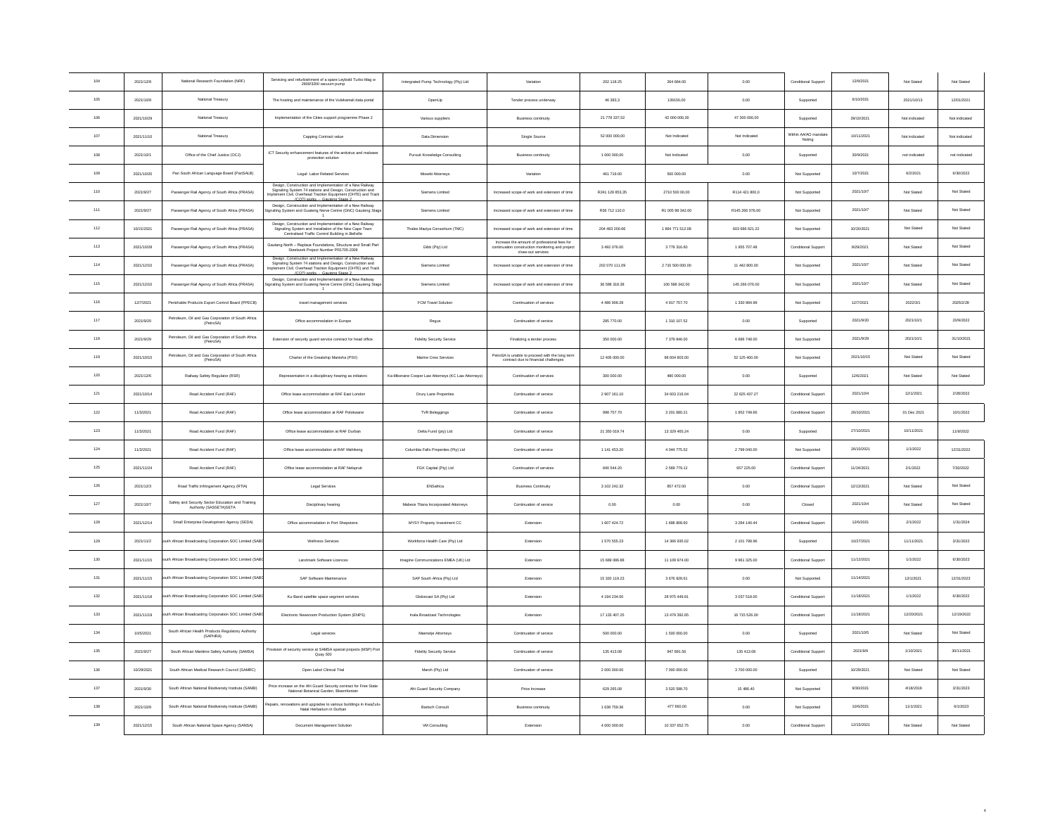| 104 | 2021/12/6 | National Research Foundation (NRF) | Servicing and refurbishment of a spare Leybold Turbo Mag w 2800/3200 vacuum pump | Intergrated Pump Technology (Pty) Ltd | Variation | 202 118.25 | 264 684.00 | 0.00 | Conditional Support | 12/8/2021 | Not Stated | Not Stated |
|---|---|---|---|---|---|---|---|---|---|---|---|---|
| 105 | 2021/10/8 | National Treasury | The hosting and maintenance of the Vulekamali data portal | OpenUp | Tender process underway | 46 383,3 | 139150,00 | 0,00 | Supported | 6/10/2021 | 2021/10/13 | 12/01/2021 |
| 106 | 2021/10/29 | National Treasury | Implementation of the Cities support programme Phase 2 | Various suppliers | Business continuity | 21 778 337,52 | 42 000 000,00 | 47 300 000,00 | Supported | 29/10/2021 | Not indicated | Not indicated |
| 107 | 2021/11/10 | National Treasury | Capping Contract value | Data Dimension | Single Source | 52 000 000,00 | Not Indicated | Not Indicated | Within AA/AO mandate Noting | 10/11/2021 | Not indicated | Not indicated |
| 108 | 2021/10/1 | Office of the Chief Justice (OCJ) | ICT Security enhancement features of the antivirus and malware protection solution | Pursuit Knowledge Consulting | Business continuity | 1 000 000,00 | Not Indicated | 0,00 | Supported | 30/9/2021 | not indicated | not indicated |
| 109 | 2021/10/20 | Pan South African Language Board (PanSALB) | Legal: Labor Related Services | Mosebi Attorneys | Variation | 461 719.00 | 500 000.00 | 0.00 | Not Supported | 10/7/2021 | 6/2/2021 | 6/30/2022 |
| 110 | 2021/9/27 | Passenger Rail Agency of South Africa (PRASA) | Design, Construction and Implementation of a New Railway Signalling System 74 stations and Design, Construction and Implement Civil, Overhead Traction Equipment (OHTE) and Track (COTI) works - Gauteng Stage 2 | Siemens Limited | Increased scope of work and extension of time | R241 128 853,35 | 2710 500 00,00 | R114 421 800,0 | Not Supported | 2021/10/7 | Not Stated | Not Stated |
| 111 | 2021/9/27 | Passenger Rail Agency of South Africa (PRASA) | Design, Construction and Implementation of a New Railway Signaling System and Guateng Nerve Centre (GNC) Gauteng Stage 1 | Siemens Limited | Increased scope of work and extension of time | R36 712 110.0 | R1 005 98 342.00 | R145 266 076.00 | Not Supported | 2021/10/7 | Not Stated | Not Stated |
| 112 | 10/21/2021 | Passenger Rail Agency of South Africa (PRASA) | Design, Construction and Implementation of a New Railway Signalling System and Installation of the New Cape Town Centralised Traffic Control Building in Bellville | Thales Mazlya Consortium (TMC) | Increased scope of work and extension of time | 204 483 200.66 | 1 864 771 512.08 | 603 686 821.22 | Not Supported | 10/20/2021 | Not Stated | Not Stated |
| 113 | 2021/10/28 | Passenger Rail Agency of South Africa (PRASA) | Gauteng North – Replace Foundations, Structure and Small Part Steelwork Project Number PR1705-2008 | Gibb (Pty) Ltd | Increase the amount of professional fees for continuation construction monitoring and project close-out services | 3 492 076.00 | 3 779 316.60 | 1 955 707.48 | Conditional Support | 9/29/2021 | Not Stated | Not Stated |
| 114 | 2021/12/10 | Passenger Rail Agency of South Africa (PRASA) | Design, Construction and Implementation of a New Railway Signalling System 74 stations and Design, Construction and Implement Civil, Overhead Traction Equipment (OHTE) and Track (COTI) works - Gauteng Stage 2 | Siemens Limited | Increased scope of work and extension of time | 202 070 111.09 | 2 710 500 000.00 | 11 442 800.00 | Not Supported | 2021/10/7 | Not Stated | Not Stated |
| 115 | 2021/12/10 | Passenger Rail Agency of South Africa (PRASA) | Design, Construction and Implementation of a New Railway Signaling System and Guateng Nerve Centre (GNC) Gauteng Stage 1 | Siemens Limited | Increased scope of work and extension of time | 36 588 318.38 | 100 598 342.00 | 145 266 076.00 | Not Supported | 2021/10/7 | Not Stated | Not Stated |
| 116 | 12/7/2021 | Perishable Products Export Control Board (PPECB) | travel management services | FCM Travel Solution | Continuation of services | 4 486 909.28 | 4 917 757.70 | 1 330 904.99 | Not Supported | 12/7/2021 | 2022/3/1 | 2025/2/28 |
| 117 | 2021/9/20 | Petroleum, Oil and Gas Corporation of South Africa (PetroSA) | Office accommodation in Europe | Regus | Continuation of service | 285 770.00 | 1 310 107.52 | 0.00 | Supported | 2021/9/20 | 2021/10/1 | 20/9/2022 |
| 118 | 2021/9/29 | Petroleum, Oil and Gas Corporation of South Africa (PetroSA) | Extension of security guard service contract for head office. | Fidelity Security Service | Finalizing a tender process | 350 000.00 | 7 379 846.00 | 6 686 748.00 | Not Supported | 2021/9/29 | 2021/10/1 | 31/10/2021 |
| 119 | 2021/10/15 | Petroleum, Oil and Gas Corporation of South Africa (PetroSA) | Charter of the Greateship Manisha (PSV) | Marine Crew Services | PetroSA is unable to proceed with the long term contract due to financial challenges | 12 405 000.00 | 98 604 603.00 | 52 125 400.00 | Not Supported | 2021/10/15 | Not Stated | Not Stated |
| 120 | 2021/12/6 | Railway Safety Regulator (RSR) | Representation in a disciplinary hearing as initiators | Ka-Mbonane Cooper Law Attorneys (KC Law Attorneys) | Continuation of services | 300 000.00 | 480 000.00 | 0.00 | Supported | 12/6/2021 | Not Stated | Not Stated |
| 121 | 2021/10/14 | Road Accident Fund (RAF) | Office lease accommodation at RAF East London | Drury Lane Properties | Continuation of service | 2 907 161.10 | 34 603 216.04 | 22 625 437.27 | Conditional Support | 2021/10/4 | 12/1/2021 | 2/28/2022 |
| 122 | 11/3/2021 | Road Accident Fund (RAF) | Office lease accommodation at RAF Polokwane | TVR Beleggings | Continuation of service | 998 757.70 | 3 201 680.21 | 1 852 749.66 | Conditional Support | 26/10/2021 | 01 Dec 2021 | 10/1/2022 |
| 123 | 11/3/2021 | Road Accident Fund (RAF) | Office lease accommodation at RAF Durban | Delta Fund (pty) Ltd | Continuation of service | 21 350 019.74 | 13 329 465.24 | 0.00 | Supported | 27/10/2021 | 10/11/2021 | 11/8/2022 |
| 124 | 11/3/2021 | Road Accident Fund (RAF) | Office lease accommodation at RAF Mahikeng | Columbia Falls Properties (Pty) Ltd | Continuation of service | 1 141 453.20 | 4 044 775.52 | 2 799 040.00 | Not Supported | 26/10/2021 | 1/1/2022 | 12/31/2022 |
| 125 | 2021/11/24 | Road Accident Fund (RAF) | Office lease accommodation at RAF Nelspruit | FGK Capital (Pty) Ltd | Continuation of services | 840 544.20 | 2 569 779.12 | 657 225.00 | Conditional Support | 11/24/2021 | 2/1/2022 | 7/30/2022 |
| 126 | 2021/12/3 | Road Traffic Infringement Agency (RTIA) | Legal Services | ENSafrica | Business Continuity | 3 102 242.32 | 857 472.00 | 0.00 | Conditional Support | 12/13/2021 | Not Stated | Not Stated |
| 127 | 2021/10/7 | Safety and Security Sector Education and Training Authority (SASSETA)SETA | Disciplinary hearing | Mabece Tilana Incorporated Attorneys | Continuation of service | 0.00 | 0.00 | 0.00 | Closed | 2021/10/4 | Not Stated | Not Stated |
| 128 | 2021/12/14 | Small Enterprise Development Agency (SEDA) | Office accommodation in Port Shepstone. | MYSY Property Investment CC | Extension | 1 607 424.72 | 1 688 808.60 | 3 284 140.44 | Conditional Support | 12/6/2021 | 2/1/2022 | 1/31/2024 |
| 129 | 2021/11/2 | South African Broadcasting Corporation SOC Limited (SABC) | Wellness Services | Workforce Health Care (Pty) Ltd | Extension | 1 570 555.23 | 14 366 935.02 | 2 101 798.96 | Supported | 10/27/2021 | 11/11/2021 | 3/31/2022 |
| 130 | 2021/11/15 | South African Broadcasting Corporation SOC Limited (SABC) | Landmark Software Licences | Imagine Communications EMEA (UK) Ltd | Extension | 15 669 086.88 | 11 109 974.00 | 9 961 325.00 | Conditional Support | 11/12/2021 | 1/1/2022 | 6/30/2023 |
| 131 | 2021/11/15 | South African Broadcasting Corporation SOC Limited (SABC) | SAP Software Maintenance | SAP South Africa (Pty) Ltd | Extension | 15 320 119.23 | 3 676 828.61 | 0.00 | Not Supported | 11/14/2021 | 12/1/2021 | 12/31/2023 |
| 132 | 2021/11/18 | South African Broadcasting Corporation SOC Limited (SABC) | Ku-Band satellite space segment services | Globecast SA (Pty) Ltd | Extension | 4 194 234.00 | 28 975 449.81 | 3 037 510.00 | Conditional Support | 11/18/2021 | 1/1/2022 | 6/30/2022 |
| 133 | 2021/11/19 | South African Broadcasting Corporation SOC Limited (SABC) | Electronic Newsroom Production System (ENPS) | Inala Broadcast Technologies | Extension | 17 133 407.25 | 13 479 392.65 | 16 715 526.00 | Conditional Support | 11/18/2021 | 12/20/2021 | 12/19/2022 |
| 134 | 10/5/2021 | South African Health Products Regulatory Authority (SAPHRA) | Legal services | Maenetje Attorneys | Continuation of service | 500 000.00 | 1 500 000.00 | 0.00 | Supported | 2021/10/5 | Not Stated | Not Stated |
| 135 | 2021/9/27 | South African Maritime Safety Authority (SAMSA) | Provision of security service at SAMSA special projects (MSP) Port Quay 500 | Fidelity Security Service | Continuation of service | 135 413.08 | 947 891.56 | 135 413.08 | Conditional Support | 2021/9/9 | 1/10/2021 | 30/11/2021 |
| 136 | 10/29/2021 | South African Medical Research Council (SAMRC) | Open Label Clinical Trial | Marsh (Pty) Ltd | Continuation of service | 2 000 000.00 | 7 000 000.00 | 3 700 000.00 | Supported | 10/29/2021 | Not Stated | Not Stated |
| 137 | 2021/9/30 | South African National Biodiversity Institute (SANBI) | Price increase on the Afri Guard Security contract for Free State National Botanical Garden, Bloemfontein | Afri Guard Security Company | Price Increase | 629 265.08 | 3 520 598.70 | 15 486.40 | Not Supported | 9/30/2021 | 4/18/2018 | 3/31/2023 |
| 138 | 2021/10/8 | South African National Biodiversity Institute (SANBI) | Repairs, renovations and upgrades to various buildings in KwaZulu-Natal Herbarium in Durban | Bartsch Consult | Business continuity | 1 638 759.36 | 477 660.00 | 0.00 | Not Supported | 10/6/2021 | 11/1/2021 | 6/1/2023 |
| 139 | 2021/12/15 | South African National Space Agency (SANSA) | Document Management Solution | VM Consulting | Extension | 4 000 000.00 | 10 337 652.75 | 0.00 | Conditional Support | 12/15/2021 | Not Stated | Not Stated |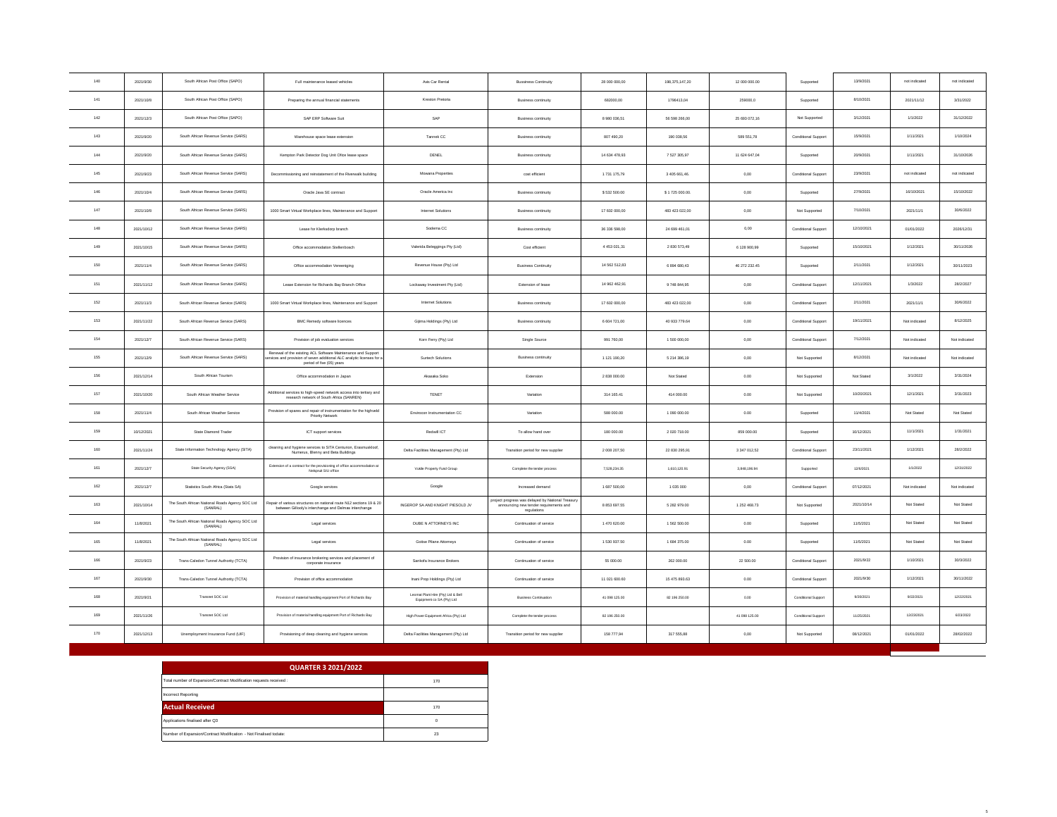| 140 | 2021/9/30 | South African Post Office (SAPO) | Full maintenance leased vehicles | Avis Car Rental | Bussiness Continuity | 28 000 000,00 | 198,375,147,20 | 12 000 000.00 | Supported | 13/9/2021 | not indicated | not indicated |
|---|---|---|---|---|---|---|---|---|---|---|---|---|
| 141 | 2021/10/8 | South African Post Office (SAPO) | Preparing the annual financial statements | Kreston Pretoria | Business continuity | 682000,00 | 1796413,04 | 259000,0 | Supported | 8/10/2021 | 2021/11/12 | 3/31/2022 |
| 142 | 2021/12/3 | South African Post Office (SAPO) | SAP ERP Software Suit | SAP | Business continuity | 8 980 036,51 | 56 598 266,00 | 25 693 072,16 | Not Supported | 3/12/2021 | 1/1/2022 | 31/12/2022 |
| 143 | 2021/9/20 | South African Revenue Service (SARS) | Warehouse space lease extension | Tannek CC | Business continuity | 807 490,20 | 190 038,56 | 589 551,78 | Conditional Support | 15/9/2021 | 1/11/2021 | 1/10/2024 |
| 144 | 2021/9/20 | South African Revenue Service (SARS) | Kempton Park Detector Dog Unit Ofice lease space | DENEL | Business continuity | 14 634 478,93 | 7 527 305,97 | 11 624 647,04 | Supported | 20/9/2021 | 1/11/2021 | 31/10/2026 |
| 145 | 2021/9/23 | South African Revenue Service (SARS) | Decommissioning and reinstatement of the Riverwalk building | Mowana Properties | cost efficient | 1 731 175,79 | 3 405 661,46. | 0,00 | Conditional Support | 23/9/2021 | not indicated | not indicated |
| 146 | 2021/10/4 | South African Revenue Service (SARS) | Oracle Java SE contract | Oracle America Inc | Business continuity | $ 532 500,00 | $ 1 725 000.00. | 0,00 | Supported | 27/9/2021 | 16/10/2021 | 15/10/2022 |
| 147 | 2021/10/8 | South African Revenue Service (SARS) | 1000 Smart Virtual Workplace lines, Maintenance and Support | Internet Solutions | Business continuity | 17 602 000,00 | 483 423 022,00 | 0,00 | Not Supported | 7/10/2021 | 2021/11/1 | 30/6/2022 |
| 148 | 2021/10/12 | South African Revenue Service (SARS) | Lease for Klerksdorp branch | Sidema CC | Business continuity | 36 336 598,00 | 24 699 461,01 | 0,00 | Conditional Support | 12/10/2021 | 01/01/2022 | 2026/12/31 |
| 149 | 2021/10/15 | South African Revenue Service (SARS) | Office accommodation Stellenbosch | Valerida Beleggings Pty (Ltd) | Cost efficient | 4 453 021,31 | 2 830 573,49 | 6 128 900,99 | Supported | 15/10/2021 | 1/12/2021 | 30/11/2026 |
| 150 | 2021/11/4 | South African Revenue Service (SARS) | Office accommodation Vereeniging | Revenue House (Pty) Ltd | Business Continuity | 14 562 512,83 | 6 894 680,43 | 46 272 232.45 | Supported | 2/11/2021 | 1/12/2021 | 30/11/2023 |
| 151 | 2021/11/12 | South African Revenue Service (SARS) | Lease Extension for Richards Bay Branch Office | Lockaway Investment Pty (Ltd) | Extension of lease | 14 962 462,91 | 9 748 844,95 | 0,00 | Conditional Support | 12/11/2021 | 1/3/2022 | 28/2/2027 |
| 152 | 2021/11/3 | South African Revenue Service (SARS) | 1000 Smart Virtual Workplace lines, Maintenance and Support | Internet Solutions | Business continuity | 17 602 000,00 | 483 423 022,00 | 0,00 | Conditional Support | 2/11/2021 | 2021/11/1 | 30/6/2022 |
| 153 | 2021/11/22 | South African Revenue Service (SARS) | BMC Remedy software licences | Gijima Holdings (Pty) Ltd | Business continuity | 6 604 721,00 | 40 933 779,64 | 0,00 | Conditional Support | 19/11/2021 | Not indicated | 8/12/2025 |
| 154 | 2021/12/7 | South African Revenue Service (SARS) | Provision of job evaluation services | Korn Ferry (Pty) Ltd | Single Source | 991 760,00 | 1 500 000,00 | 0,00 | Conditional Support | 7/12/2021 | Not indicated | Not indicated |
| 155 | 2021/12/9 | South African Revenue Service (SARS) | Renewal of the existing ACL Software Maintenance and Support services and provision of seven additional ALC analytic licenses for a period of five (05) years | Suntech Solutions | Business continuity | 1 121 190,20 | 5 234 386,19 | 0,00 | Not Supported | 8/12/2021 | Not indicated | Not indicated |
| 156 | 2021/12/14 | South African Tourism | Office accommodation in Japan | Akasaka Sisko | Extension | 2 838 000.00 | Not Stated | 0.00 | Not Supported | Not Stated | 3/1/2022 | 3/31/2024 |
| 157 | 2021/10/20 | South African Weather Service | Additional services to high-speed network access into tertiary and research network of South Africa (SANREN) | TENET | Variation | 314 165.41 | 414 000.00 | 0.00 | Not Supported | 10/20/2021 | 12/1/2021 | 3/31/2023 |
| 158 | 2021/11/4 | South African Weather Service | Provision of spares and repair of instrumentation for the highveld Priority Network | Envirocon Instrumentation CC | Variation | 588 000.00 | 1 060 000.00 | 0.00 | Supported | 11/4/2021 | Not Stated | Not Stated |
| 159 | 10/12/2021 | State Diamond Trader | ICT support services | Redwill ICT | To allow hand over | 180 000.00 | 2 020 718.00 | 859 000.00 | Supported | 10/12/2021 | 11/1/2021 | 1/31/2021 |
| 160 | 2021/11/24 | State Information Technology Agency (SITA) | cleaning and hygiene services to SITA Centurion, Erasmuskloof, Numerus, Blenny and Beta Buildings | Delta Facilities Management (Pty) Ltd | Transition period for new supplier | 2 008 207,50 | 22 030 295,91 | 3 347 012,52 | Conditional Support | 23/11/2021 | 1/12/2021 | 28/2/2022 |
| 161 | 2021/12/7 | State Security Agency (SSA) | Extension of a contract for the provisioning of office accommodation at Nelspruit SIU office | Visible Property Fund Group | Complete the tender process | 7,528,234.35 | 1,610,120.91 | 3,848,186.94 | Supported | 12/6/2021 | 1/1/2022 | 12/31/2022 |
| 162 | 2021/12/7 | Statistics South Africa (Stats SA) | Google services | Google | Increased demand | 1 687 500,00 | 1 035 000 | 0,00 | Conditional Support | 07/12/2021 | Not indicated | Not indicated |
| 163 | 2021/10/14 | The South African National Roads Agency SOC Ltd (SANRAL) | Repair of various structures on national route N12 sections 19 & 20 between Gillooly's interchange and Delmas interchange | INGEROP SA AND KNIGHT PIESOLD JV | project progress was delayed by National Treasury announcing new tender requirements and regulations | 8 853 697.55 | 5 282 979.00 | 1 252 468.73 | Not Supported | 2021/10/14 | Not Stated | Not Stated |
| 164 | 11/8/2021 | The South African National Roads Agency SOC Ltd (SANRAL) | Legal services | DUBE N ATTORNEYS INC | Continuation of service | 1 470 620.00 | 1 562 500.00 | 0.00 | Supported | 11/5/2021 | Not Stated | Not Stated |
| 165 | 11/8/2021 | The South African National Roads Agency SOC Ltd (SANRAL) | Legal services | Gcobse Pitane Attorneys | Continuation of service | 1 530 937.50 | 1 684 375.00 | 0.00 | Supported | 11/5/2021 | Not Stated | Not Stated |
| 166 | 2021/9/23 | Trans-Caledon Tunnel Authority (TCTA) | Provision of insurance brokering services and placement of corporate insurance | Sanlisfa Insurance Brokers | Continuation of service | 55 000.00 | 362 000.00 | 22 500.00 | Conditional Support | 2021/9/22 | 1/10/2021 | 30/3/2022 |
| 167 | 2021/9/30 | Trans-Caledon Tunnel Authority (TCTA) | Provision of office accommodation | Inani Prop Holdings (Pty) Ltd | Continuation of service | 11 021 600.00 | 15 475 893.63 | 0.00 | Conditional Support | 2021/9/30 | 1/12/2021 | 30/11/2022 |
| 168 | 2021/9/21 | Transnet SOC Ltd | Provision of material handling equipment Port of Richards Bay | Leomat Plant Hire (Pty) Ltd & Bell Equipment co SA (Pty) Ltd | Business Continuation | 41 098 125.00 | 82 196 250.00 | 0.00 | Conditional Support | 9/29/2021 | 9/03/2021 | 12/22/2021 |
| 169 | 2021/11/26 | Transnet SOC Ltd | Provision of material handling equipment Port of Richards Bay | High Power Equipment Africa (Pty) Ltd | Complete the tender process | 82 196 250.00 | | 41 098 125.00 | Conditional Support | 11/25/2021 | 12/23/2021 | 6/23/2022 |
| 170 | 2021/12/13 | Unemployment Insurance Fund (UIF) | Provisioning of deep cleaning and hygiene services | Delta Facilities Management (Pty) Ltd | Transition period for new supplier | 158 777,94 | 317 555,88 | 0,00 | Not Supported | 08/12/2021 | 01/01/2022 | 28/02/2022 |

| QUARTER 3 2021/2022 | |
|---|---|
| Total number of Expansion/Contract Modification requests received : | 170 |
| Incorrect Reporting | |
| **Actual Received** | 170 |
| Applications finalised after Q3 | 0 |
| Number of Expansion/Contract Modification - Not Finalised todate: | 23 |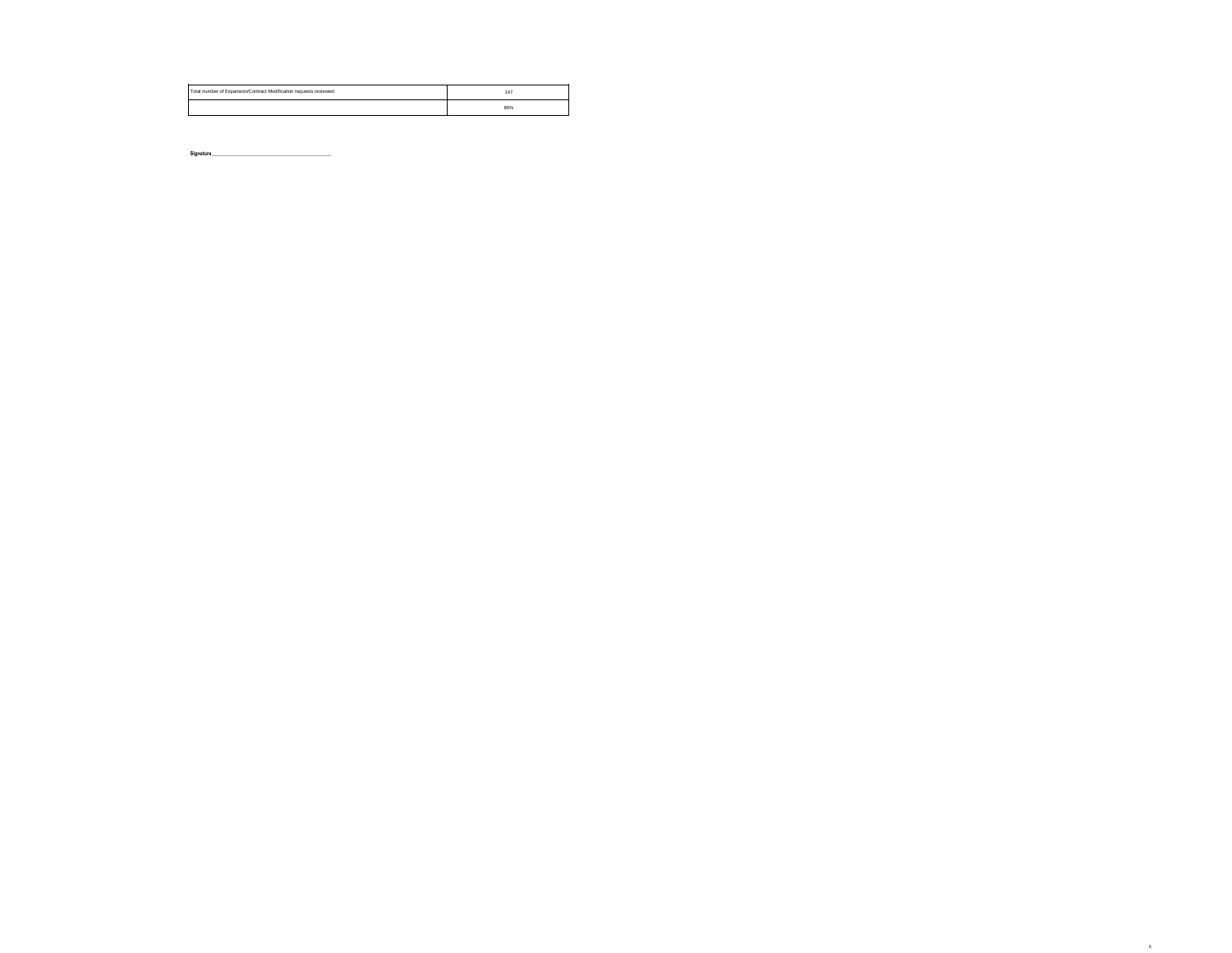| | |
|---|---|
| Total number of Expansion/Contract Modification requests reviewed: | 147 |
| | 66% |

**Signature**______________________________________